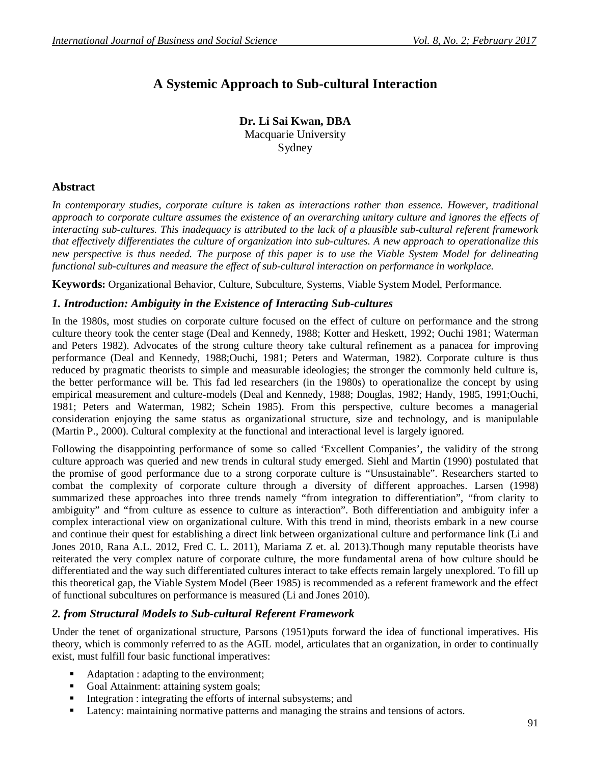# A Systemic Approach to Sub-cultural Interaction

**Dr. Li Sai Kwan, DBA**
Macquarie University
Sydney

## Abstract

*In contemporary studies, corporate culture is taken as interactions rather than essence. However, traditional approach to corporate culture assumes the existence of an overarching unitary culture and ignores the effects of interacting sub-cultures. This inadequacy is attributed to the lack of a plausible sub-cultural referent framework that effectively differentiates the culture of organization into sub-cultures. A new approach to operationalize this new perspective is thus needed. The purpose of this paper is to use the Viable System Model for delineating functional sub-cultures and measure the effect of sub-cultural interaction on performance in workplace.*

**Keywords:** Organizational Behavior, Culture, Subculture, Systems, Viable System Model, Performance.

## *1. Introduction: Ambiguity in the Existence of Interacting Sub-cultures*

In the 1980s, most studies on corporate culture focused on the effect of culture on performance and the strong culture theory took the center stage (Deal and Kennedy, 1988; Kotter and Heskett, 1992; Ouchi 1981; Waterman and Peters 1982). Advocates of the strong culture theory take cultural refinement as a panacea for improving performance (Deal and Kennedy, 1988;Ouchi, 1981; Peters and Waterman, 1982). Corporate culture is thus reduced by pragmatic theorists to simple and measurable ideologies; the stronger the commonly held culture is, the better performance will be. This fad led researchers (in the 1980s) to operationalize the concept by using empirical measurement and culture-models (Deal and Kennedy, 1988; Douglas, 1982; Handy, 1985, 1991;Ouchi, 1981; Peters and Waterman, 1982; Schein 1985). From this perspective, culture becomes a managerial consideration enjoying the same status as organizational structure, size and technology, and is manipulable (Martin P., 2000). Cultural complexity at the functional and interactional level is largely ignored.

Following the disappointing performance of some so called 'Excellent Companies', the validity of the strong culture approach was queried and new trends in cultural study emerged. Siehl and Martin (1990) postulated that the promise of good performance due to a strong corporate culture is "Unsustainable". Researchers started to combat the complexity of corporate culture through a diversity of different approaches. Larsen (1998) summarized these approaches into three trends namely "from integration to differentiation", "from clarity to ambiguity" and "from culture as essence to culture as interaction". Both differentiation and ambiguity infer a complex interactional view on organizational culture. With this trend in mind, theorists embark in a new course and continue their quest for establishing a direct link between organizational culture and performance link (Li and Jones 2010, Rana A.L. 2012, Fred C. L. 2011), Mariama Z et. al. 2013).Though many reputable theorists have reiterated the very complex nature of corporate culture, the more fundamental arena of how culture should be differentiated and the way such differentiated cultures interact to take effects remain largely unexplored. To fill up this theoretical gap, the Viable System Model (Beer 1985) is recommended as a referent framework and the effect of functional subcultures on performance is measured (Li and Jones 2010).

## *2. from Structural Models to Sub-cultural Referent Framework*

Under the tenet of organizational structure, Parsons (1951)puts forward the idea of functional imperatives. His theory, which is commonly referred to as the AGIL model, articulates that an organization, in order to continually exist, must fulfill four basic functional imperatives:

- Adaptation : adapting to the environment;
- Goal Attainment: attaining system goals;
- Integration : integrating the efforts of internal subsystems; and
- Latency: maintaining normative patterns and managing the strains and tensions of actors.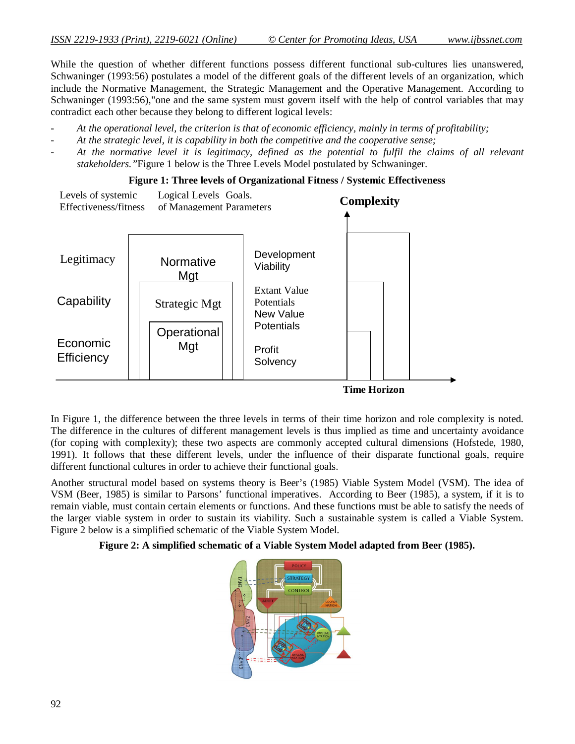While the question of whether different functions possess different functional sub-cultures lies unanswered, Schwaninger (1993:56) postulates a model of the different goals of the different levels of an organization, which include the Normative Management, the Strategic Management and the Operative Management. According to Schwaninger (1993:56),"one and the same system must govern itself with the help of control variables that may contradict each other because they belong to different logical levels:

- *At the operational level, the criterion is that of economic efficiency, mainly in terms of profitability;*
- *At the strategic level, it is capability in both the competitive and the cooperative sense;*
- *At the normative level it is legitimacy, defined as the potential to fulfil the claims of all relevant stakeholders."* Figure 1 below is the Three Levels Model postulated by Schwaninger.

**Figure 1: Three levels of Organizational Fitness / Systemic Effectiveness**

| Levels of systemic Effectiveness/fitness | Logical Levels of Management | Goals. Parameters |
|---|---|---|
| Legitimacy | Normative Mgt | Development Viability |
| Capability | Strategic Mgt | Extant Value Potentials New Value Potentials |
| Economic Efficiency | Operational Mgt | Profit Solvency |

Complexity

Time Horizon

In Figure 1, the difference between the three levels in terms of their time horizon and role complexity is noted. The difference in the cultures of different management levels is thus implied as time and uncertainty avoidance (for coping with complexity); these two aspects are commonly accepted cultural dimensions (Hofstede, 1980, 1991). It follows that these different levels, under the influence of their disparate functional goals, require different functional cultures in order to achieve their functional goals.

Another structural model based on systems theory is Beer's (1985) Viable System Model (VSM). The idea of VSM (Beer, 1985) is similar to Parsons' functional imperatives. According to Beer (1985), a system, if it is to remain viable, must contain certain elements or functions. And these functions must be able to satisfy the needs of the larger viable system in order to sustain its viability. Such a sustainable system is called a Viable System. Figure 2 below is a simplified schematic of the Viable System Model.

**Figure 2: A simplified schematic of a Viable System Model adapted from Beer (1985).**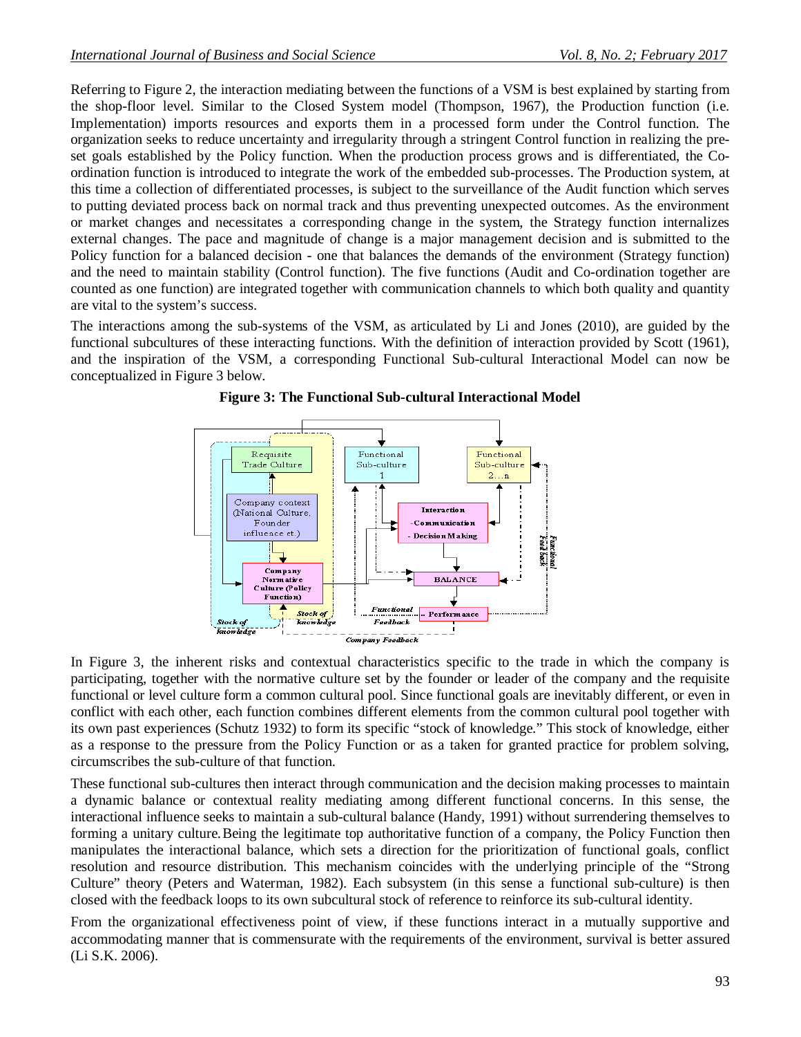Referring to Figure 2, the interaction mediating between the functions of a VSM is best explained by starting from the shop-floor level. Similar to the Closed System model (Thompson, 1967), the Production function (i.e. Implementation) imports resources and exports them in a processed form under the Control function. The organization seeks to reduce uncertainty and irregularity through a stringent Control function in realizing the pre-set goals established by the Policy function. When the production process grows and is differentiated, the Co-ordination function is introduced to integrate the work of the embedded sub-processes. The Production system, at this time a collection of differentiated processes, is subject to the surveillance of the Audit function which serves to putting deviated process back on normal track and thus preventing unexpected outcomes. As the environment or market changes and necessitates a corresponding change in the system, the Strategy function internalizes external changes. The pace and magnitude of change is a major management decision and is submitted to the Policy function for a balanced decision - one that balances the demands of the environment (Strategy function) and the need to maintain stability (Control function). The five functions (Audit and Co-ordination together are counted as one function) are integrated together with communication channels to which both quality and quantity are vital to the system's success.

The interactions among the sub-systems of the VSM, as articulated by Li and Jones (2010), are guided by the functional subcultures of these interacting functions. With the definition of interaction provided by Scott (1961), and the inspiration of the VSM, a corresponding Functional Sub-cultural Interactional Model can now be conceptualized in Figure 3 below.

**Figure 3: The Functional Sub-cultural Interactional Model**

In Figure 3, the inherent risks and contextual characteristics specific to the trade in which the company is participating, together with the normative culture set by the founder or leader of the company and the requisite functional or level culture form a common cultural pool. Since functional goals are inevitably different, or even in conflict with each other, each function combines different elements from the common cultural pool together with its own past experiences (Schutz 1932) to form its specific "stock of knowledge." This stock of knowledge, either as a response to the pressure from the Policy Function or as a taken for granted practice for problem solving, circumscribes the sub-culture of that function.

These functional sub-cultures then interact through communication and the decision making processes to maintain a dynamic balance or contextual reality mediating among different functional concerns. In this sense, the interactional influence seeks to maintain a sub-cultural balance (Handy, 1991) without surrendering themselves to forming a unitary culture. Being the legitimate top authoritative function of a company, the Policy Function then manipulates the interactional balance, which sets a direction for the prioritization of functional goals, conflict resolution and resource distribution. This mechanism coincides with the underlying principle of the "Strong Culture" theory (Peters and Waterman, 1982). Each subsystem (in this sense a functional sub-culture) is then closed with the feedback loops to its own subcultural stock of reference to reinforce its sub-cultural identity.

From the organizational effectiveness point of view, if these functions interact in a mutually supportive and accommodating manner that is commensurate with the requirements of the environment, survival is better assured (Li S.K. 2006).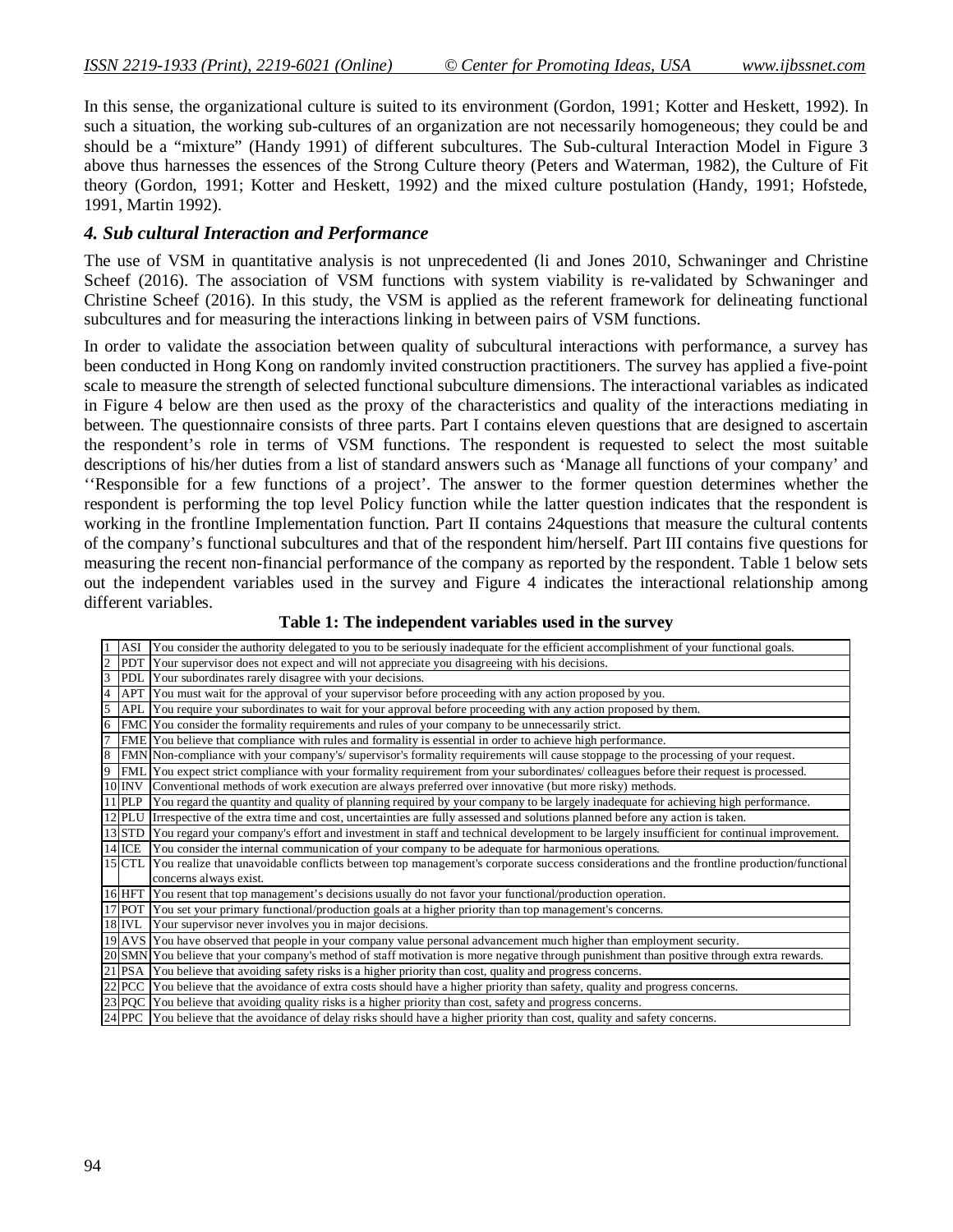In this sense, the organizational culture is suited to its environment (Gordon, 1991; Kotter and Heskett, 1992). In such a situation, the working sub-cultures of an organization are not necessarily homogeneous; they could be and should be a "mixture" (Handy 1991) of different subcultures. The Sub-cultural Interaction Model in Figure 3 above thus harnesses the essences of the Strong Culture theory (Peters and Waterman, 1982), the Culture of Fit theory (Gordon, 1991; Kotter and Heskett, 1992) and the mixed culture postulation (Handy, 1991; Hofstede, 1991, Martin 1992).

### *4. Sub cultural Interaction and Performance*

The use of VSM in quantitative analysis is not unprecedented (li and Jones 2010, Schwaninger and Christine Scheef (2016). The association of VSM functions with system viability is re-validated by Schwaninger and Christine Scheef (2016). In this study, the VSM is applied as the referent framework for delineating functional subcultures and for measuring the interactions linking in between pairs of VSM functions.

In order to validate the association between quality of subcultural interactions with performance, a survey has been conducted in Hong Kong on randomly invited construction practitioners. The survey has applied a five-point scale to measure the strength of selected functional subculture dimensions. The interactional variables as indicated in Figure 4 below are then used as the proxy of the characteristics and quality of the interactions mediating in between. The questionnaire consists of three parts. Part I contains eleven questions that are designed to ascertain the respondent's role in terms of VSM functions. The respondent is requested to select the most suitable descriptions of his/her duties from a list of standard answers such as 'Manage all functions of your company' and ''Responsible for a few functions of a project'. The answer to the former question determines whether the respondent is performing the top level Policy function while the latter question indicates that the respondent is working in the frontline Implementation function. Part II contains 24questions that measure the cultural contents of the company's functional subcultures and that of the respondent him/herself. Part III contains five questions for measuring the recent non-financial performance of the company as reported by the respondent. Table 1 below sets out the independent variables used in the survey and Figure 4 indicates the interactional relationship among different variables.

**Table 1: The independent variables used in the survey**

| | | |
|---|---|---|
| 1 | ASI | You consider the authority delegated to you to be seriously inadequate for the efficient accomplishment of your functional goals. |
| 2 | PDT | Your supervisor does not expect and will not appreciate you disagreeing with his decisions. |
| 3 | PDL | Your subordinates rarely disagree with your decisions. |
| 4 | APT | You must wait for the approval of your supervisor before proceeding with any action proposed by you. |
| 5 | APL | You require your subordinates to wait for your approval before proceeding with any action proposed by them. |
| 6 | FMC | You consider the formality requirements and rules of your company to be unnecessarily strict. |
| 7 | FME | You believe that compliance with rules and formality is essential in order to achieve high performance. |
| 8 | FMN | Non-compliance with your company's/ supervisor's formality requirements will cause stoppage to the processing of your request. |
| 9 | FML | You expect strict compliance with your formality requirement from your subordinates/ colleagues before their request is processed. |
| 10 | INV | Conventional methods of work execution are always preferred over innovative (but more risky) methods. |
| 11 | PLP | You regard the quantity and quality of planning required by your company to be largely inadequate for achieving high performance. |
| 12 | PLU | Irrespective of the extra time and cost, uncertainties are fully assessed and solutions planned before any action is taken. |
| 13 | STD | You regard your company's effort and investment in staff and technical development to be largely insufficient for continual improvement. |
| 14 | ICE | You consider the internal communication of your company to be adequate for harmonious operations. |
| 15 | CTL | You realize that unavoidable conflicts between top management's corporate success considerations and the frontline production/functional concerns always exist. |
| 16 | HFT | You resent that top management's decisions usually do not favor your functional/production operation. |
| 17 | POT | You set your primary functional/production goals at a higher priority than top management's concerns. |
| 18 | IVL | Your supervisor never involves you in major decisions. |
| 19 | AVS | You have observed that people in your company value personal advancement much higher than employment security. |
| 20 | SMN | You believe that your company's method of staff motivation is more negative through punishment than positive through extra rewards. |
| 21 | PSA | You believe that avoiding safety risks is a higher priority than cost, quality and progress concerns. |
| 22 | PCC | You believe that the avoidance of extra costs should have a higher priority than safety, quality and progress concerns. |
| 23 | PQC | You believe that avoiding quality risks is a higher priority than cost, safety and progress concerns. |
| 24 | PPC | You believe that the avoidance of delay risks should have a higher priority than cost, quality and safety concerns. |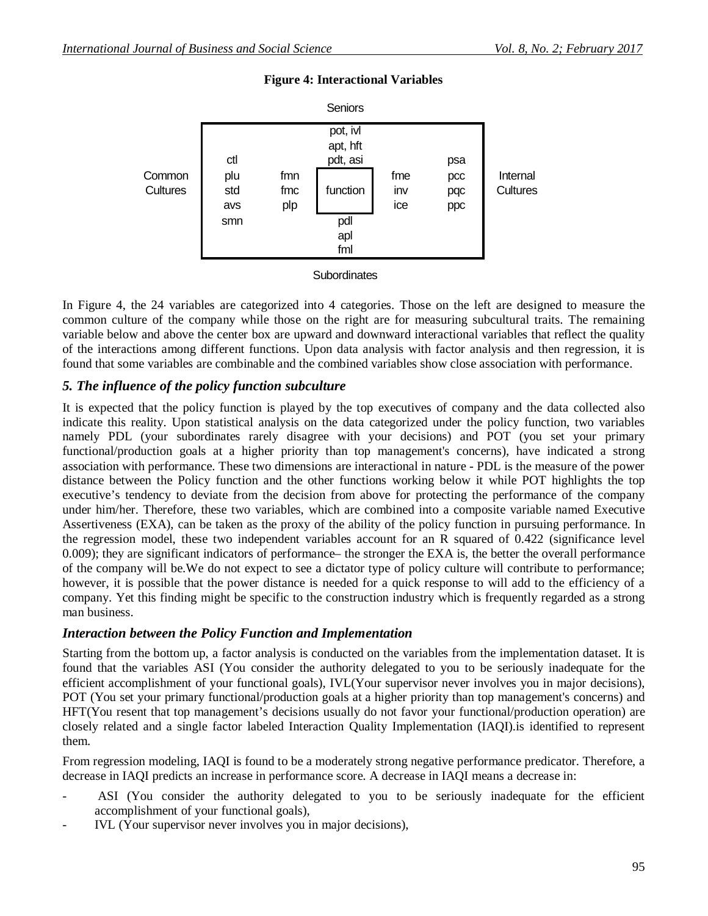**Figure 4: Interactional Variables**

| | | | Seniors | | | |
|---|---|---|---|---|---|---|
| | | | pot, ivl | | | |
| | | | apt, hft | | | |
| | ctl | | pdt, asi | | psa | |
| Common Cultures | plu | fmn | | fme | pcc | Internal Cultures |
| | std | fmc | function | inv | pqc | |
| | avs | plp | | ice | ppc | |
| | smn | | pdl | | | |
| | | | apl | | | |
| | | | fml | | | |
| | | | Subordinates | | | |

In Figure 4, the 24 variables are categorized into 4 categories. Those on the left are designed to measure the common culture of the company while those on the right are for measuring subcultural traits. The remaining variable below and above the center box are upward and downward interactional variables that reflect the quality of the interactions among different functions. Upon data analysis with factor analysis and then regression, it is found that some variables are combinable and the combined variables show close association with performance.

## *5. The influence of the policy function subculture*

It is expected that the policy function is played by the top executives of company and the data collected also indicate this reality. Upon statistical analysis on the data categorized under the policy function, two variables namely PDL (your subordinates rarely disagree with your decisions) and POT (you set your primary functional/production goals at a higher priority than top management's concerns), have indicated a strong association with performance. These two dimensions are interactional in nature - PDL is the measure of the power distance between the Policy function and the other functions working below it while POT highlights the top executive's tendency to deviate from the decision from above for protecting the performance of the company under him/her. Therefore, these two variables, which are combined into a composite variable named Executive Assertiveness (EXA), can be taken as the proxy of the ability of the policy function in pursuing performance. In the regression model, these two independent variables account for an R squared of 0.422 (significance level 0.009); they are significant indicators of performance– the stronger the EXA is, the better the overall performance of the company will be.We do not expect to see a dictator type of policy culture will contribute to performance; however, it is possible that the power distance is needed for a quick response to will add to the efficiency of a company. Yet this finding might be specific to the construction industry which is frequently regarded as a strong man business.

## *Interaction between the Policy Function and Implementation*

Starting from the bottom up, a factor analysis is conducted on the variables from the implementation dataset. It is found that the variables ASI (You consider the authority delegated to you to be seriously inadequate for the efficient accomplishment of your functional goals), IVL(Your supervisor never involves you in major decisions), POT (You set your primary functional/production goals at a higher priority than top management's concerns) and HFT(You resent that top management's decisions usually do not favor your functional/production operation) are closely related and a single factor labeled Interaction Quality Implementation (IAQI).is identified to represent them.

From regression modeling, IAQI is found to be a moderately strong negative performance predicator. Therefore, a decrease in IAQI predicts an increase in performance score. A decrease in IAQI means a decrease in:

- ASI (You consider the authority delegated to you to be seriously inadequate for the efficient accomplishment of your functional goals),
- IVL (Your supervisor never involves you in major decisions),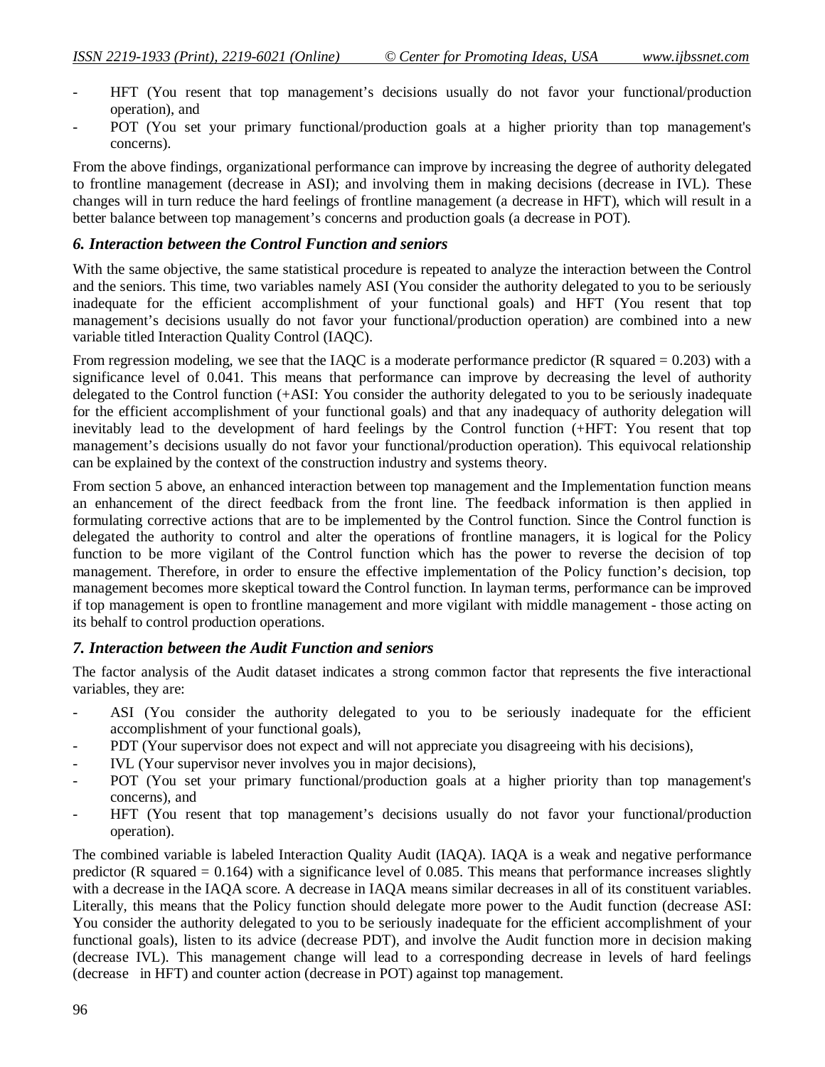- HFT (You resent that top management's decisions usually do not favor your functional/production operation), and
- POT (You set your primary functional/production goals at a higher priority than top management's concerns).

From the above findings, organizational performance can improve by increasing the degree of authority delegated to frontline management (decrease in ASI); and involving them in making decisions (decrease in IVL). These changes will in turn reduce the hard feelings of frontline management (a decrease in HFT), which will result in a better balance between top management's concerns and production goals (a decrease in POT).

### *6. Interaction between the Control Function and seniors*

With the same objective, the same statistical procedure is repeated to analyze the interaction between the Control and the seniors. This time, two variables namely ASI (You consider the authority delegated to you to be seriously inadequate for the efficient accomplishment of your functional goals) and HFT (You resent that top management's decisions usually do not favor your functional/production operation) are combined into a new variable titled Interaction Quality Control (IAQC).

From regression modeling, we see that the IAQC is a moderate performance predictor (R squared = 0.203) with a significance level of 0.041. This means that performance can improve by decreasing the level of authority delegated to the Control function (+ASI: You consider the authority delegated to you to be seriously inadequate for the efficient accomplishment of your functional goals) and that any inadequacy of authority delegation will inevitably lead to the development of hard feelings by the Control function (+HFT: You resent that top management's decisions usually do not favor your functional/production operation). This equivocal relationship can be explained by the context of the construction industry and systems theory.

From section 5 above, an enhanced interaction between top management and the Implementation function means an enhancement of the direct feedback from the front line. The feedback information is then applied in formulating corrective actions that are to be implemented by the Control function. Since the Control function is delegated the authority to control and alter the operations of frontline managers, it is logical for the Policy function to be more vigilant of the Control function which has the power to reverse the decision of top management. Therefore, in order to ensure the effective implementation of the Policy function's decision, top management becomes more skeptical toward the Control function. In layman terms, performance can be improved if top management is open to frontline management and more vigilant with middle management - those acting on its behalf to control production operations.

### *7. Interaction between the Audit Function and seniors*

The factor analysis of the Audit dataset indicates a strong common factor that represents the five interactional variables, they are:

- ASI (You consider the authority delegated to you to be seriously inadequate for the efficient accomplishment of your functional goals),
- PDT (Your supervisor does not expect and will not appreciate you disagreeing with his decisions),
- IVL (Your supervisor never involves you in major decisions),
- POT (You set your primary functional/production goals at a higher priority than top management's concerns), and
- HFT (You resent that top management's decisions usually do not favor your functional/production operation).

The combined variable is labeled Interaction Quality Audit (IAQA). IAQA is a weak and negative performance predictor (R squared = 0.164) with a significance level of 0.085. This means that performance increases slightly with a decrease in the IAQA score. A decrease in IAQA means similar decreases in all of its constituent variables. Literally, this means that the Policy function should delegate more power to the Audit function (decrease ASI: You consider the authority delegated to you to be seriously inadequate for the efficient accomplishment of your functional goals), listen to its advice (decrease PDT), and involve the Audit function more in decision making (decrease IVL). This management change will lead to a corresponding decrease in levels of hard feelings (decrease in HFT) and counter action (decrease in POT) against top management.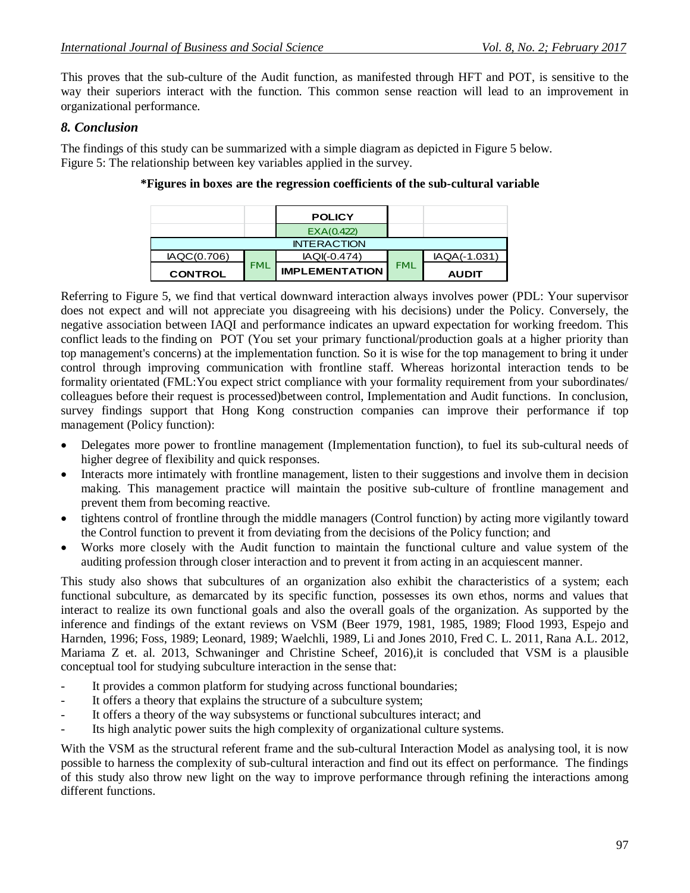This proves that the sub-culture of the Audit function, as manifested through HFT and POT, is sensitive to the way their superiors interact with the function. This common sense reaction will lead to an improvement in organizational performance.

## *8. Conclusion*

The findings of this study can be summarized with a simple diagram as depicted in Figure 5 below.
Figure 5: The relationship between key variables applied in the survey.

**\*Figures in boxes are the regression coefficients of the sub-cultural variable**

| | | | | |
|---|---|---|---|---|
| | | **POLICY** | | |
| | | EXA(0.422) | | |
| INTERACTION | | | | |
| IAQC(0.706) | FML | IAQI(-0.474) | FML | IAQA(-1.031) |
| **CONTROL** | | **IMPLEMENTATION** | | **AUDIT** |

Referring to Figure 5, we find that vertical downward interaction always involves power (PDL: Your supervisor does not expect and will not appreciate you disagreeing with his decisions) under the Policy. Conversely, the negative association between IAQI and performance indicates an upward expectation for working freedom. This conflict leads to the finding on POT (You set your primary functional/production goals at a higher priority than top management's concerns) at the implementation function. So it is wise for the top management to bring it under control through improving communication with frontline staff. Whereas horizontal interaction tends to be formality orientated (FML:You expect strict compliance with your formality requirement from your subordinates/ colleagues before their request is processed)between control, Implementation and Audit functions. In conclusion, survey findings support that Hong Kong construction companies can improve their performance if top management (Policy function):

- Delegates more power to frontline management (Implementation function), to fuel its sub-cultural needs of higher degree of flexibility and quick responses.
- Interacts more intimately with frontline management, listen to their suggestions and involve them in decision making. This management practice will maintain the positive sub-culture of frontline management and prevent them from becoming reactive.
- tightens control of frontline through the middle managers (Control function) by acting more vigilantly toward the Control function to prevent it from deviating from the decisions of the Policy function; and
- Works more closely with the Audit function to maintain the functional culture and value system of the auditing profession through closer interaction and to prevent it from acting in an acquiescent manner.

This study also shows that subcultures of an organization also exhibit the characteristics of a system; each functional subculture, as demarcated by its specific function, possesses its own ethos, norms and values that interact to realize its own functional goals and also the overall goals of the organization. As supported by the inference and findings of the extant reviews on VSM (Beer 1979, 1981, 1985, 1989; Flood 1993, Espejo and Harnden, 1996; Foss, 1989; Leonard, 1989; Waelchli, 1989, Li and Jones 2010, Fred C. L. 2011, Rana A.L. 2012, Mariama Z et. al. 2013, Schwaninger and Christine Scheef, 2016),it is concluded that VSM is a plausible conceptual tool for studying subculture interaction in the sense that:

- It provides a common platform for studying across functional boundaries;
- It offers a theory that explains the structure of a subculture system;
- It offers a theory of the way subsystems or functional subcultures interact; and
- Its high analytic power suits the high complexity of organizational culture systems.

With the VSM as the structural referent frame and the sub-cultural Interaction Model as analysing tool, it is now possible to harness the complexity of sub-cultural interaction and find out its effect on performance. The findings of this study also throw new light on the way to improve performance through refining the interactions among different functions.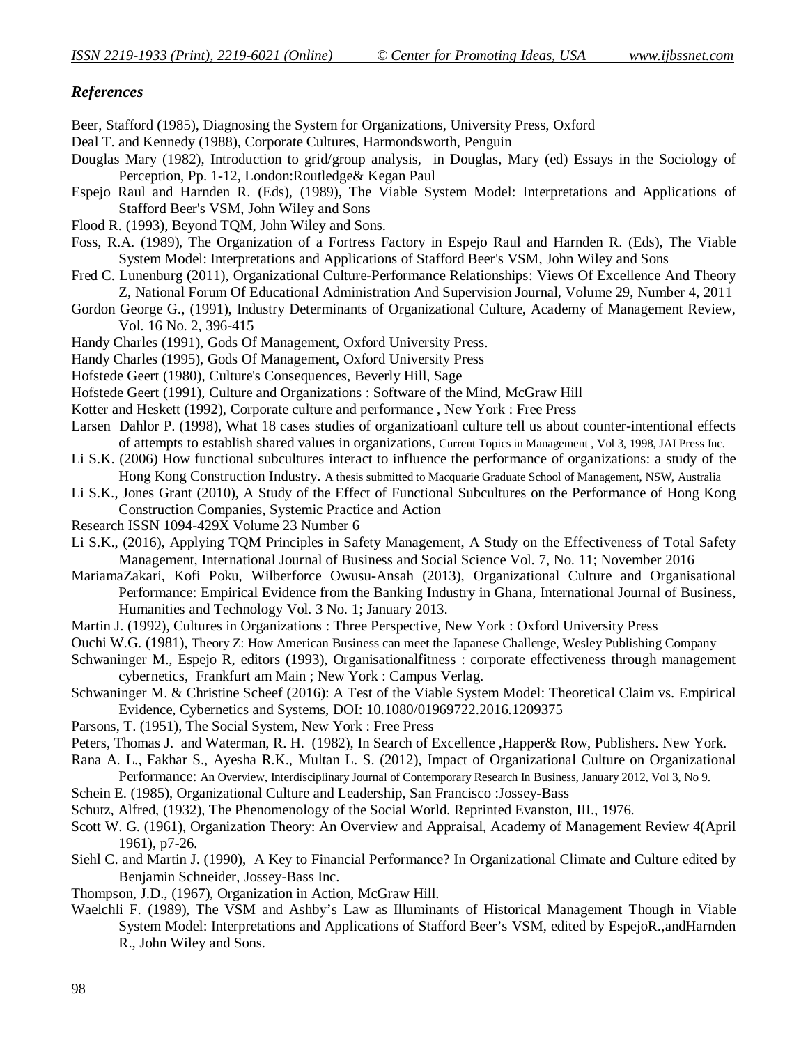## *References*

Beer, Stafford (1985), Diagnosing the System for Organizations, University Press, Oxford

Deal T. and Kennedy (1988), Corporate Cultures, Harmondsworth, Penguin

Douglas Mary (1982), Introduction to grid/group analysis, in Douglas, Mary (ed) Essays in the Sociology of Perception, Pp. 1-12, London:Routledge& Kegan Paul

Espejo Raul and Harnden R. (Eds), (1989), The Viable System Model: Interpretations and Applications of Stafford Beer's VSM, John Wiley and Sons

Flood R. (1993), Beyond TQM, John Wiley and Sons.

Foss, R.A. (1989), The Organization of a Fortress Factory in Espejo Raul and Harnden R. (Eds), The Viable System Model: Interpretations and Applications of Stafford Beer's VSM, John Wiley and Sons

Fred C. Lunenburg (2011), Organizational Culture-Performance Relationships: Views Of Excellence And Theory Z, National Forum Of Educational Administration And Supervision Journal, Volume 29, Number 4, 2011

Gordon George G., (1991), Industry Determinants of Organizational Culture, Academy of Management Review, Vol. 16 No. 2, 396-415

Handy Charles (1991), Gods Of Management, Oxford University Press.

Handy Charles (1995), Gods Of Management, Oxford University Press

Hofstede Geert (1980), Culture's Consequences, Beverly Hill, Sage

Hofstede Geert (1991), Culture and Organizations : Software of the Mind, McGraw Hill

Kotter and Heskett (1992), Corporate culture and performance , New York : Free Press

Larsen Dahlor P. (1998), What 18 cases studies of organizatioanl culture tell us about counter-intentional effects of attempts to establish shared values in organizations, Current Topics in Management , Vol 3, 1998, JAI Press Inc.

Li S.K. (2006) How functional subcultures interact to influence the performance of organizations: a study of the Hong Kong Construction Industry. A thesis submitted to Macquarie Graduate School of Management, NSW, Australia

Li S.K., Jones Grant (2010), A Study of the Effect of Functional Subcultures on the Performance of Hong Kong Construction Companies, Systemic Practice and Action

Research ISSN 1094-429X Volume 23 Number 6

Li S.K., (2016), Applying TQM Principles in Safety Management, A Study on the Effectiveness of Total Safety Management, International Journal of Business and Social Science Vol. 7, No. 11; November 2016

MariamaZakari, Kofi Poku, Wilberforce Owusu-Ansah (2013), Organizational Culture and Organisational Performance: Empirical Evidence from the Banking Industry in Ghana, International Journal of Business, Humanities and Technology Vol. 3 No. 1; January 2013.

Martin J. (1992), Cultures in Organizations : Three Perspective, New York : Oxford University Press

Ouchi W.G. (1981), Theory Z: How American Business can meet the Japanese Challenge, Wesley Publishing Company

Schwaninger M., Espejo R, editors (1993), Organisationalfitness : corporate effectiveness through management cybernetics, Frankfurt am Main ; New York : Campus Verlag.

Schwaninger M. & Christine Scheef (2016): A Test of the Viable System Model: Theoretical Claim vs. Empirical Evidence, Cybernetics and Systems, DOI: 10.1080/01969722.2016.1209375

Parsons, T. (1951), The Social System, New York : Free Press

Peters, Thomas J. and Waterman, R. H. (1982), In Search of Excellence ,Happer& Row, Publishers. New York.

Rana A. L., Fakhar S., Ayesha R.K., Multan L. S. (2012), Impact of Organizational Culture on Organizational Performance: An Overview, Interdisciplinary Journal of Contemporary Research In Business, January 2012, Vol 3, No 9.

Schein E. (1985), Organizational Culture and Leadership, San Francisco :Jossey-Bass

Schutz, Alfred, (1932), The Phenomenology of the Social World. Reprinted Evanston, III., 1976.

Scott W. G. (1961), Organization Theory: An Overview and Appraisal, Academy of Management Review 4(April 1961), p7-26.

Siehl C. and Martin J. (1990), A Key to Financial Performance? In Organizational Climate and Culture edited by Benjamin Schneider, Jossey-Bass Inc.

Thompson, J.D., (1967), Organization in Action, McGraw Hill.

Waelchli F. (1989), The VSM and Ashby's Law as Illuminants of Historical Management Though in Viable System Model: Interpretations and Applications of Stafford Beer's VSM, edited by EspejoR.,andHarnden R., John Wiley and Sons.